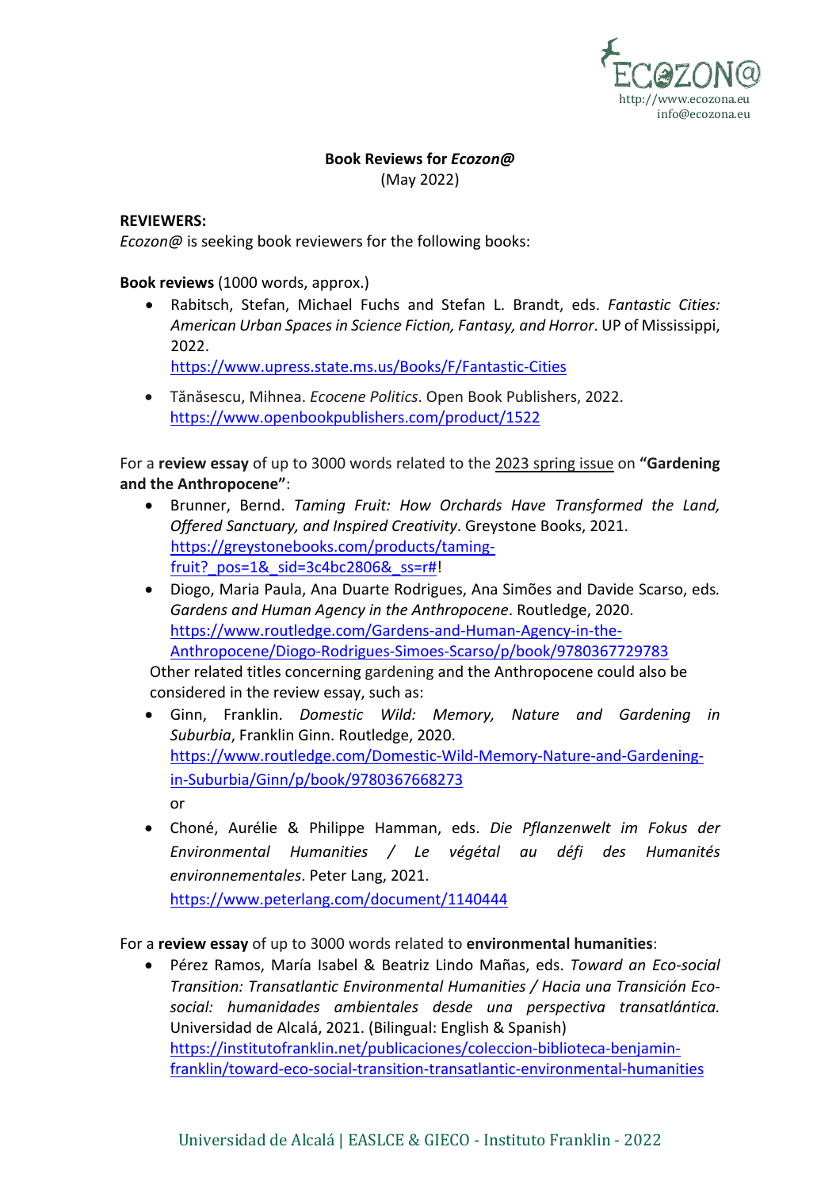**Book Reviews for *Ecozon@***
(May 2022)

**REVIEWERS:**
*Ecozon@* is seeking book reviewers for the following books:

**Book reviews** (1000 words, approx.)

- Rabitsch, Stefan, Michael Fuchs and Stefan L. Brandt, eds. *Fantastic Cities: American Urban Spaces in Science Fiction, Fantasy, and Horror*. UP of Mississippi, 2022.
  https://www.upress.state.ms.us/Books/F/Fantastic-Cities
- Tănăsescu, Mihnea. *Ecocene Politics*. Open Book Publishers, 2022.
  https://www.openbookpublishers.com/product/1522

For a **review essay** of up to 3000 words related to the 2023 spring issue on **"Gardening and the Anthropocene"**:

- Brunner, Bernd. *Taming Fruit: How Orchards Have Transformed the Land, Offered Sanctuary, and Inspired Creativity*. Greystone Books, 2021.
  https://greystonebooks.com/products/taming-fruit?_pos=1&_sid=3c4bc2806&_ss=r#!
- Diogo, Maria Paula, Ana Duarte Rodrigues, Ana Simões and Davide Scarso, eds. *Gardens and Human Agency in the Anthropocene*. Routledge, 2020.
  https://www.routledge.com/Gardens-and-Human-Agency-in-the-Anthropocene/Diogo-Rodrigues-Simoes-Scarso/p/book/9780367729783

Other related titles concerning gardening and the Anthropocene could also be considered in the review essay, such as:

- Ginn, Franklin. *Domestic Wild: Memory, Nature and Gardening in Suburbia*, Franklin Ginn. Routledge, 2020.
  https://www.routledge.com/Domestic-Wild-Memory-Nature-and-Gardening-in-Suburbia/Ginn/p/book/9780367668273
  or
- Choné, Aurélie & Philippe Hamman, eds. *Die Pflanzenwelt im Fokus der Environmental Humanities / Le végétal au défi des Humanités environnementales*. Peter Lang, 2021.
  https://www.peterlang.com/document/1140444

For a **review essay** of up to 3000 words related to **environmental humanities**:

- Pérez Ramos, María Isabel & Beatriz Lindo Mañas, eds. *Toward an Eco-social Transition: Transatlantic Environmental Humanities / Hacia una Transición Eco-social: humanidades ambientales desde una perspectiva transatlántica.* Universidad de Alcalá, 2021. (Bilingual: English & Spanish)
  https://institutofranklin.net/publicaciones/coleccion-biblioteca-benjamin-franklin/toward-eco-social-transition-transatlantic-environmental-humanities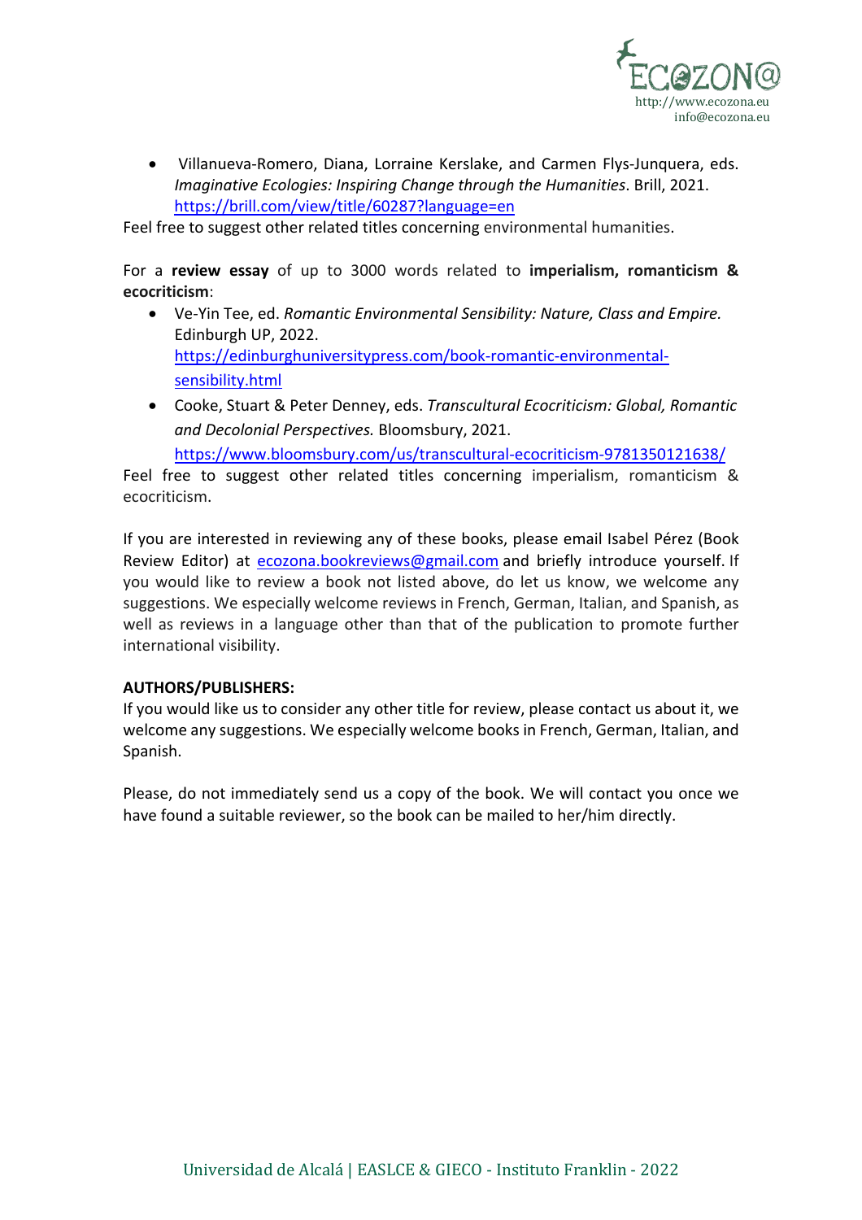- Villanueva-Romero, Diana, Lorraine Kerslake, and Carmen Flys-Junquera, eds. *Imaginative Ecologies: Inspiring Change through the Humanities*. Brill, 2021. https://brill.com/view/title/60287?language=en

Feel free to suggest other related titles concerning environmental humanities.

For a **review essay** of up to 3000 words related to **imperialism, romanticism & ecocriticism**:

- Ve-Yin Tee, ed. *Romantic Environmental Sensibility: Nature, Class and Empire.* Edinburgh UP, 2022. https://edinburghuniversitypress.com/book-romantic-environmental-sensibility.html
- Cooke, Stuart & Peter Denney, eds. *Transcultural Ecocriticism: Global, Romantic and Decolonial Perspectives.* Bloomsbury, 2021. https://www.bloomsbury.com/us/transcultural-ecocriticism-9781350121638/

Feel free to suggest other related titles concerning imperialism, romanticism & ecocriticism.

If you are interested in reviewing any of these books, please email Isabel Pérez (Book Review Editor) at ecozona.bookreviews@gmail.com and briefly introduce yourself. If you would like to review a book not listed above, do let us know, we welcome any suggestions. We especially welcome reviews in French, German, Italian, and Spanish, as well as reviews in a language other than that of the publication to promote further international visibility.

**AUTHORS/PUBLISHERS:**

If you would like us to consider any other title for review, please contact us about it, we welcome any suggestions. We especially welcome books in French, German, Italian, and Spanish.

Please, do not immediately send us a copy of the book. We will contact you once we have found a suitable reviewer, so the book can be mailed to her/him directly.